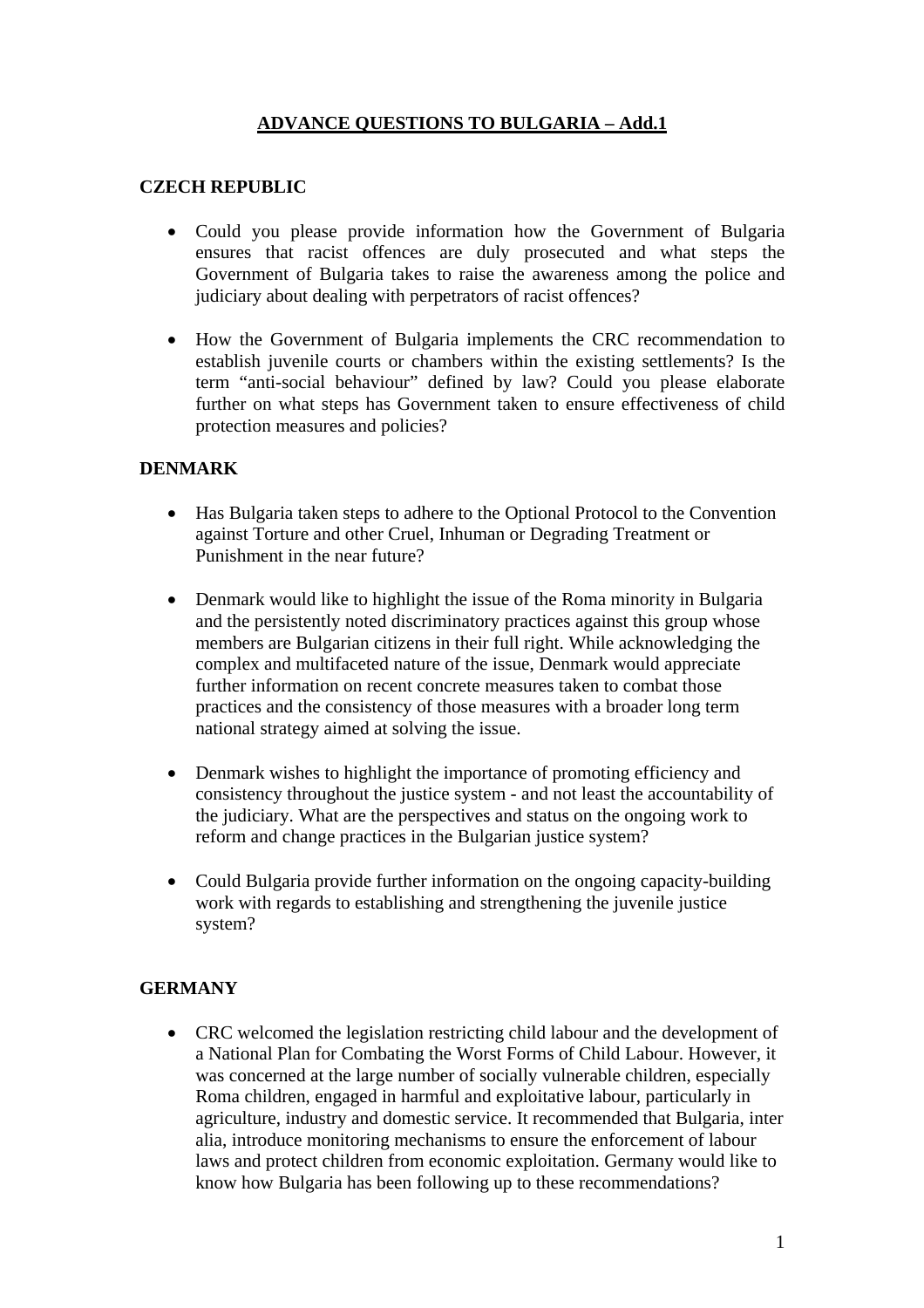# ADVANCE QUESTIONS TO BULGARIA – Add.1

## CZECH REPUBLIC

- Could you please provide information how the Government of Bulgaria ensures that racist offences are duly prosecuted and what steps the Government of Bulgaria takes to raise the awareness among the police and judiciary about dealing with perpetrators of racist offences?

- How the Government of Bulgaria implements the CRC recommendation to establish juvenile courts or chambers within the existing settlements? Is the term "anti-social behaviour" defined by law? Could you please elaborate further on what steps has Government taken to ensure effectiveness of child protection measures and policies?

## DENMARK

- Has Bulgaria taken steps to adhere to the Optional Protocol to the Convention against Torture and other Cruel, Inhuman or Degrading Treatment or Punishment in the near future?

- Denmark would like to highlight the issue of the Roma minority in Bulgaria and the persistently noted discriminatory practices against this group whose members are Bulgarian citizens in their full right. While acknowledging the complex and multifaceted nature of the issue, Denmark would appreciate further information on recent concrete measures taken to combat those practices and the consistency of those measures with a broader long term national strategy aimed at solving the issue.

- Denmark wishes to highlight the importance of promoting efficiency and consistency throughout the justice system - and not least the accountability of the judiciary. What are the perspectives and status on the ongoing work to reform and change practices in the Bulgarian justice system?

- Could Bulgaria provide further information on the ongoing capacity-building work with regards to establishing and strengthening the juvenile justice system?

## GERMANY

- CRC welcomed the legislation restricting child labour and the development of a National Plan for Combating the Worst Forms of Child Labour. However, it was concerned at the large number of socially vulnerable children, especially Roma children, engaged in harmful and exploitative labour, particularly in agriculture, industry and domestic service. It recommended that Bulgaria, inter alia, introduce monitoring mechanisms to ensure the enforcement of labour laws and protect children from economic exploitation. Germany would like to know how Bulgaria has been following up to these recommendations?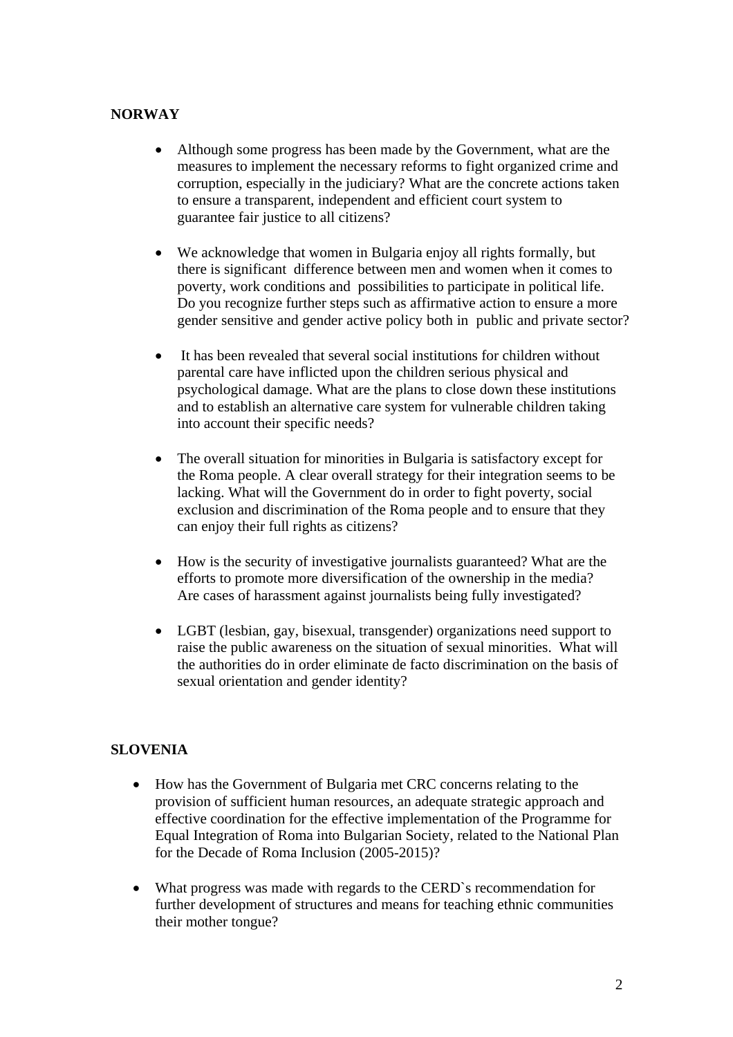**NORWAY**

- Although some progress has been made by the Government, what are the measures to implement the necessary reforms to fight organized crime and corruption, especially in the judiciary? What are the concrete actions taken to ensure a transparent, independent and efficient court system to guarantee fair justice to all citizens?

- We acknowledge that women in Bulgaria enjoy all rights formally, but there is significant difference between men and women when it comes to poverty, work conditions and possibilities to participate in political life. Do you recognize further steps such as affirmative action to ensure a more gender sensitive and gender active policy both in public and private sector?

- It has been revealed that several social institutions for children without parental care have inflicted upon the children serious physical and psychological damage. What are the plans to close down these institutions and to establish an alternative care system for vulnerable children taking into account their specific needs?

- The overall situation for minorities in Bulgaria is satisfactory except for the Roma people. A clear overall strategy for their integration seems to be lacking. What will the Government do in order to fight poverty, social exclusion and discrimination of the Roma people and to ensure that they can enjoy their full rights as citizens?

- How is the security of investigative journalists guaranteed? What are the efforts to promote more diversification of the ownership in the media? Are cases of harassment against journalists being fully investigated?

- LGBT (lesbian, gay, bisexual, transgender) organizations need support to raise the public awareness on the situation of sexual minorities. What will the authorities do in order eliminate de facto discrimination on the basis of sexual orientation and gender identity?

**SLOVENIA**

- How has the Government of Bulgaria met CRC concerns relating to the provision of sufficient human resources, an adequate strategic approach and effective coordination for the effective implementation of the Programme for Equal Integration of Roma into Bulgarian Society, related to the National Plan for the Decade of Roma Inclusion (2005-2015)?

- What progress was made with regards to the CERD`s recommendation for further development of structures and means for teaching ethnic communities their mother tongue?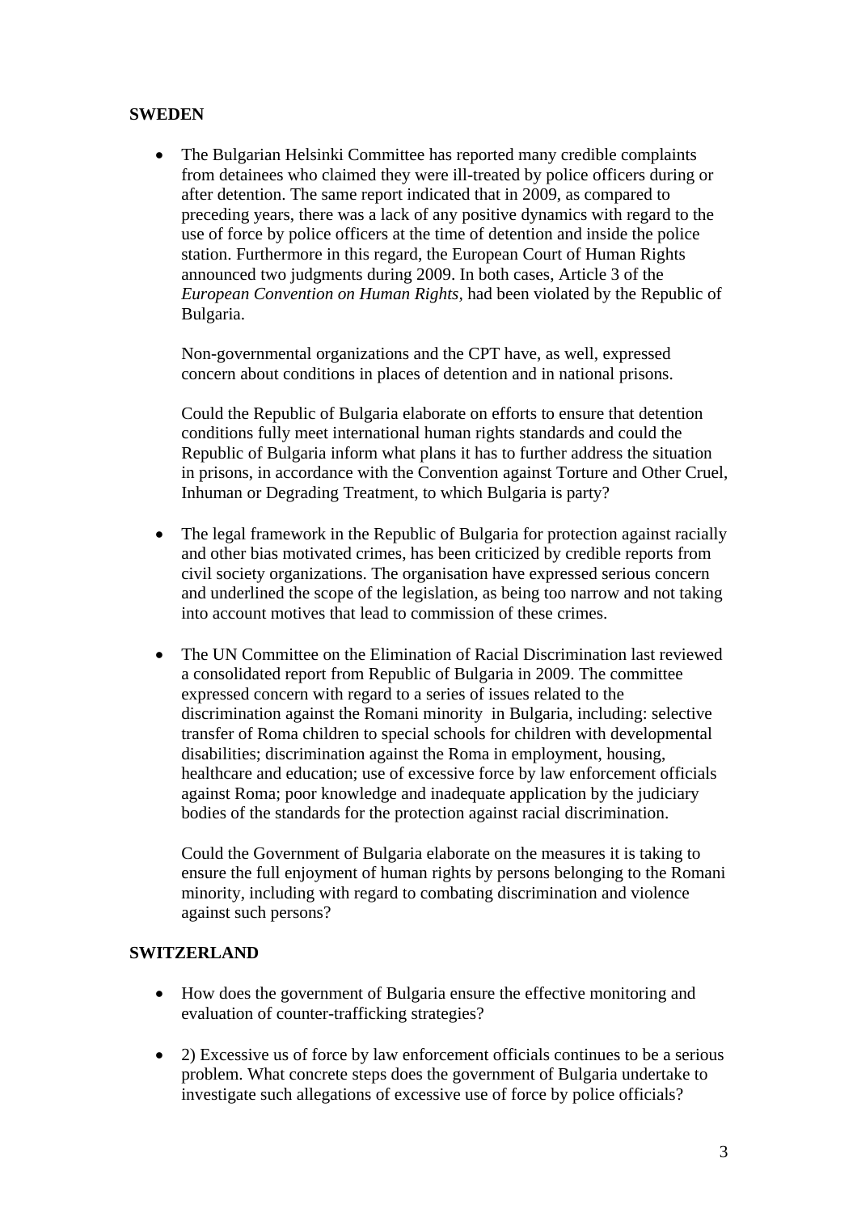**SWEDEN**

- The Bulgarian Helsinki Committee has reported many credible complaints from detainees who claimed they were ill-treated by police officers during or after detention. The same report indicated that in 2009, as compared to preceding years, there was a lack of any positive dynamics with regard to the use of force by police officers at the time of detention and inside the police station. Furthermore in this regard, the European Court of Human Rights announced two judgments during 2009. In both cases, Article 3 of the *European Convention on Human Rights*, had been violated by the Republic of Bulgaria.

  Non-governmental organizations and the CPT have, as well, expressed concern about conditions in places of detention and in national prisons.

  Could the Republic of Bulgaria elaborate on efforts to ensure that detention conditions fully meet international human rights standards and could the Republic of Bulgaria inform what plans it has to further address the situation in prisons, in accordance with the Convention against Torture and Other Cruel, Inhuman or Degrading Treatment, to which Bulgaria is party?

- The legal framework in the Republic of Bulgaria for protection against racially and other bias motivated crimes, has been criticized by credible reports from civil society organizations. The organisation have expressed serious concern and underlined the scope of the legislation, as being too narrow and not taking into account motives that lead to commission of these crimes.

- The UN Committee on the Elimination of Racial Discrimination last reviewed a consolidated report from Republic of Bulgaria in 2009. The committee expressed concern with regard to a series of issues related to the discrimination against the Romani minority in Bulgaria, including: selective transfer of Roma children to special schools for children with developmental disabilities; discrimination against the Roma in employment, housing, healthcare and education; use of excessive force by law enforcement officials against Roma; poor knowledge and inadequate application by the judiciary bodies of the standards for the protection against racial discrimination.

  Could the Government of Bulgaria elaborate on the measures it is taking to ensure the full enjoyment of human rights by persons belonging to the Romani minority, including with regard to combating discrimination and violence against such persons?

**SWITZERLAND**

- How does the government of Bulgaria ensure the effective monitoring and evaluation of counter-trafficking strategies?

- 2) Excessive us of force by law enforcement officials continues to be a serious problem. What concrete steps does the government of Bulgaria undertake to investigate such allegations of excessive use of force by police officials?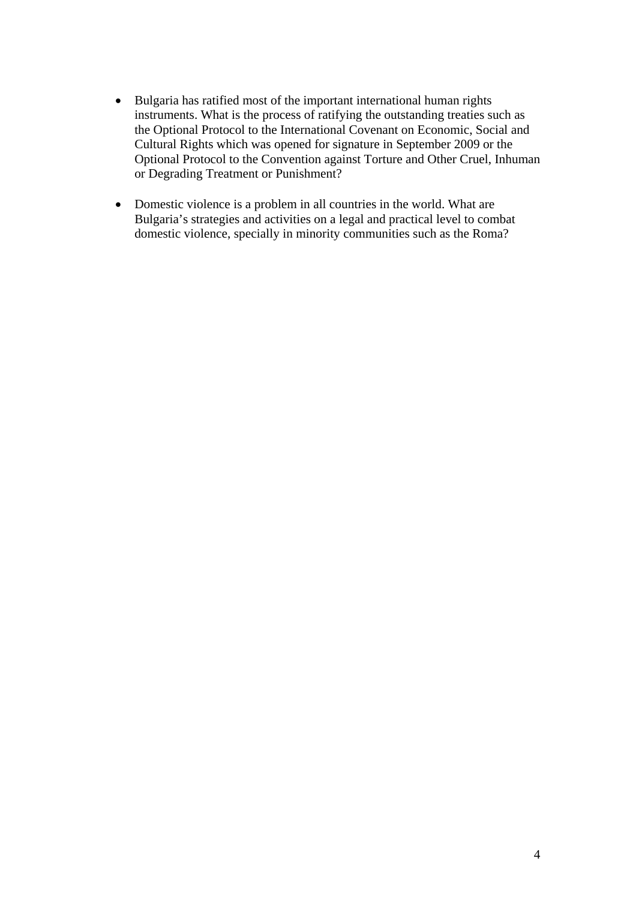- Bulgaria has ratified most of the important international human rights instruments. What is the process of ratifying the outstanding treaties such as the Optional Protocol to the International Covenant on Economic, Social and Cultural Rights which was opened for signature in September 2009 or the Optional Protocol to the Convention against Torture and Other Cruel, Inhuman or Degrading Treatment or Punishment?

- Domestic violence is a problem in all countries in the world. What are Bulgaria's strategies and activities on a legal and practical level to combat domestic violence, specially in minority communities such as the Roma?